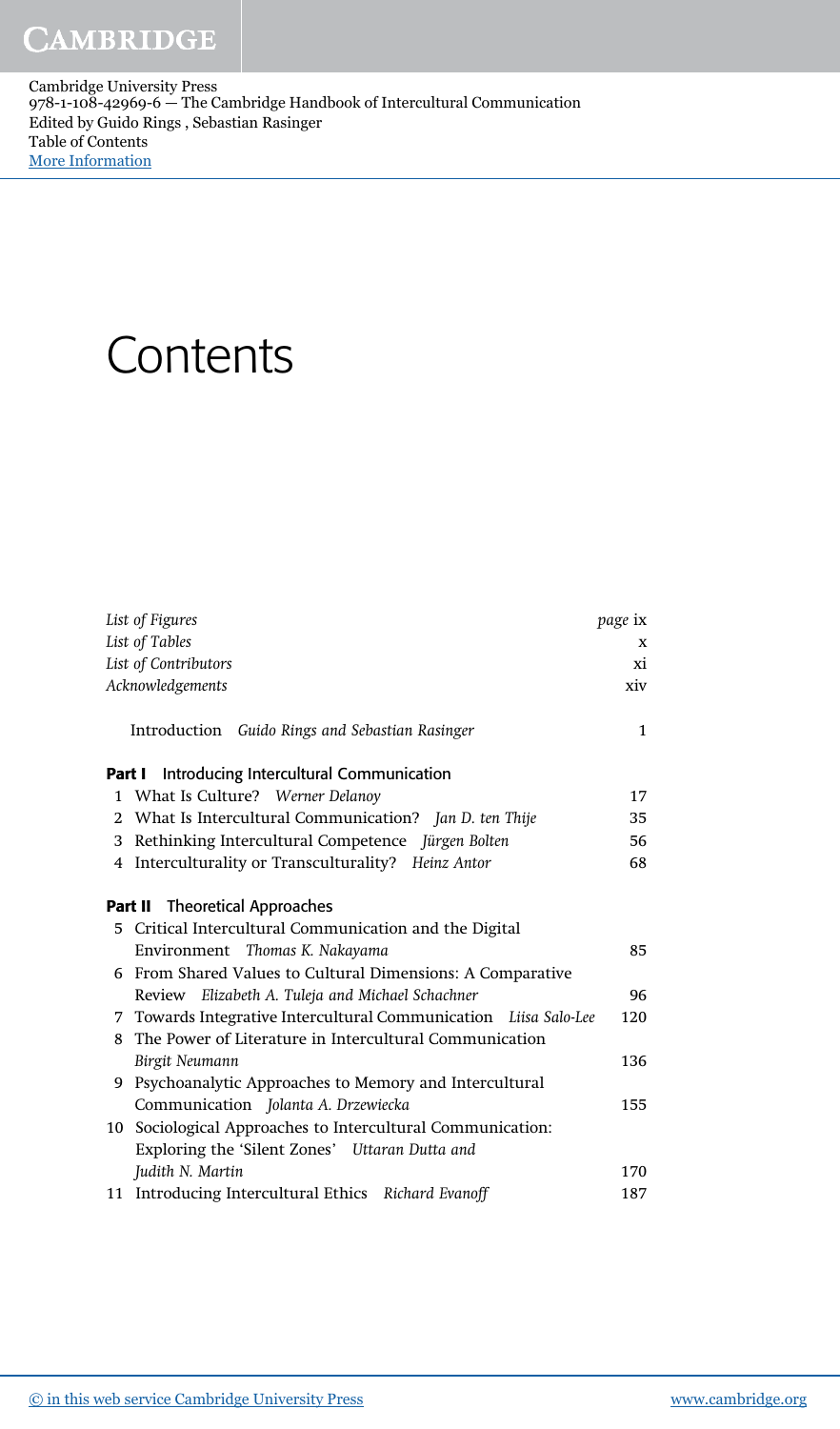# Contents

| | |
|---|---|
| *List of Figures* | *page* ix |
| *List of Tables* | x |
| *List of Contributors* | xi |
| *Acknowledgements* | xiv |
| Introduction *Guido Rings and Sebastian Rasinger* | 1 |
| **Part I** Introducing Intercultural Communication | |
| 1 What Is Culture? *Werner Delanoy* | 17 |
| 2 What Is Intercultural Communication? *Jan D. ten Thije* | 35 |
| 3 Rethinking Intercultural Competence *Jürgen Bolten* | 56 |
| 4 Interculturality or Transculturality? *Heinz Antor* | 68 |
| **Part II** Theoretical Approaches | |
| 5 Critical Intercultural Communication and the Digital Environment *Thomas K. Nakayama* | 85 |
| 6 From Shared Values to Cultural Dimensions: A Comparative Review *Elizabeth A. Tuleja and Michael Schachner* | 96 |
| 7 Towards Integrative Intercultural Communication *Liisa Salo-Lee* | 120 |
| 8 The Power of Literature in Intercultural Communication *Birgit Neumann* | 136 |
| 9 Psychoanalytic Approaches to Memory and Intercultural Communication *Jolanta A. Drzewiecka* | 155 |
| 10 Sociological Approaches to Intercultural Communication: Exploring the 'Silent Zones' *Uttaran Dutta and Judith N. Martin* | 170 |
| 11 Introducing Intercultural Ethics *Richard Evanoff* | 187 |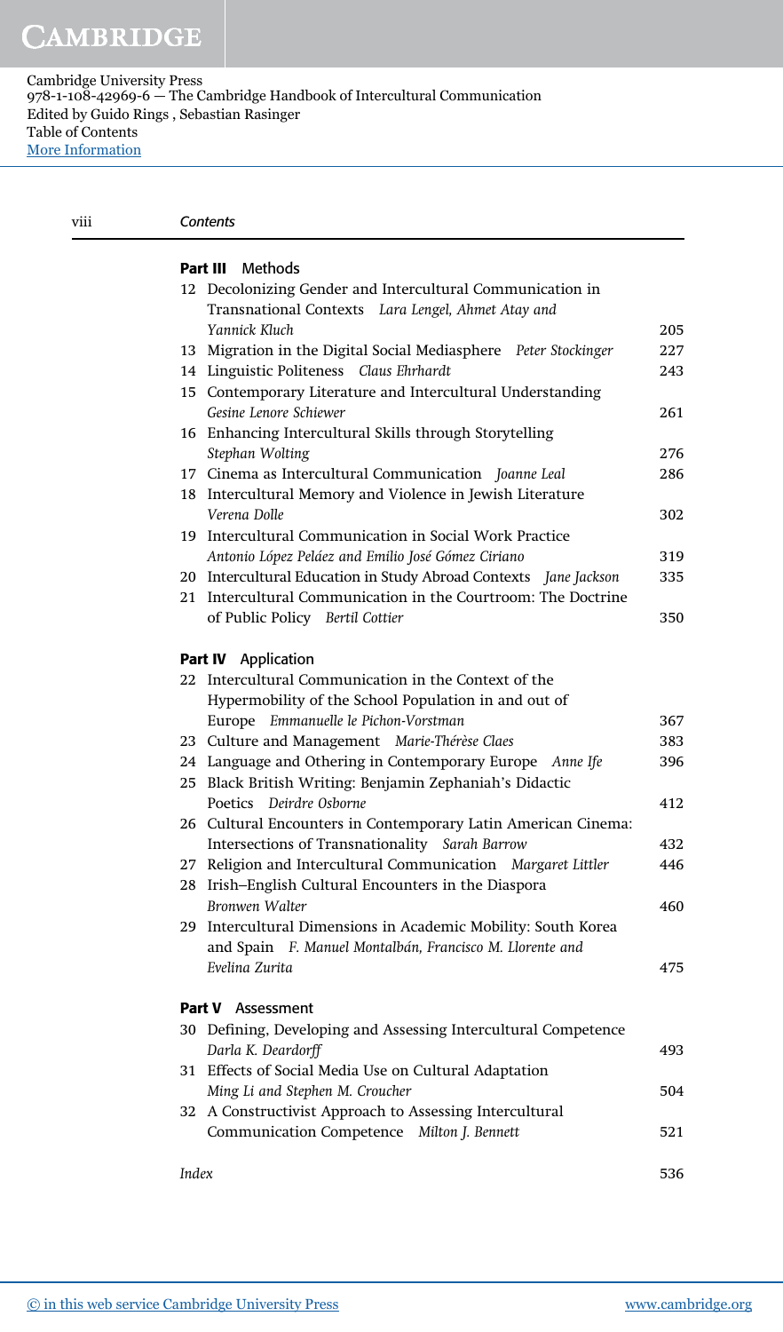## Part III Methods

12 Decolonizing Gender and Intercultural Communication in Transnational Contexts *Lara Lengel, Ahmet Atay and Yannick Kluch* 205

13 Migration in the Digital Social Mediasphere *Peter Stockinger* 227

14 Linguistic Politeness *Claus Ehrhardt* 243

15 Contemporary Literature and Intercultural Understanding *Gesine Lenore Schiewer* 261

16 Enhancing Intercultural Skills through Storytelling *Stephan Wolting* 276

17 Cinema as Intercultural Communication *Joanne Leal* 286

18 Intercultural Memory and Violence in Jewish Literature *Verena Dolle* 302

19 Intercultural Communication in Social Work Practice *Antonio López Peláez and Emilio José Gómez Ciriano* 319

20 Intercultural Education in Study Abroad Contexts *Jane Jackson* 335

21 Intercultural Communication in the Courtroom: The Doctrine of Public Policy *Bertil Cottier* 350

## Part IV Application

22 Intercultural Communication in the Context of the Hypermobility of the School Population in and out of Europe *Emmanuelle le Pichon-Vorstman* 367

23 Culture and Management *Marie-Thérèse Claes* 383

24 Language and Othering in Contemporary Europe *Anne Ife* 396

25 Black British Writing: Benjamin Zephaniah's Didactic Poetics *Deirdre Osborne* 412

26 Cultural Encounters in Contemporary Latin American Cinema: Intersections of Transnationality *Sarah Barrow* 432

27 Religion and Intercultural Communication *Margaret Littler* 446

28 Irish–English Cultural Encounters in the Diaspora *Bronwen Walter* 460

29 Intercultural Dimensions in Academic Mobility: South Korea and Spain *F. Manuel Montalbán, Francisco M. Llorente and Evelina Zurita* 475

## Part V Assessment

30 Defining, Developing and Assessing Intercultural Competence *Darla K. Deardorff* 493

31 Effects of Social Media Use on Cultural Adaptation *Ming Li and Stephen M. Croucher* 504

32 A Constructivist Approach to Assessing Intercultural Communication Competence *Milton J. Bennett* 521

*Index* 536